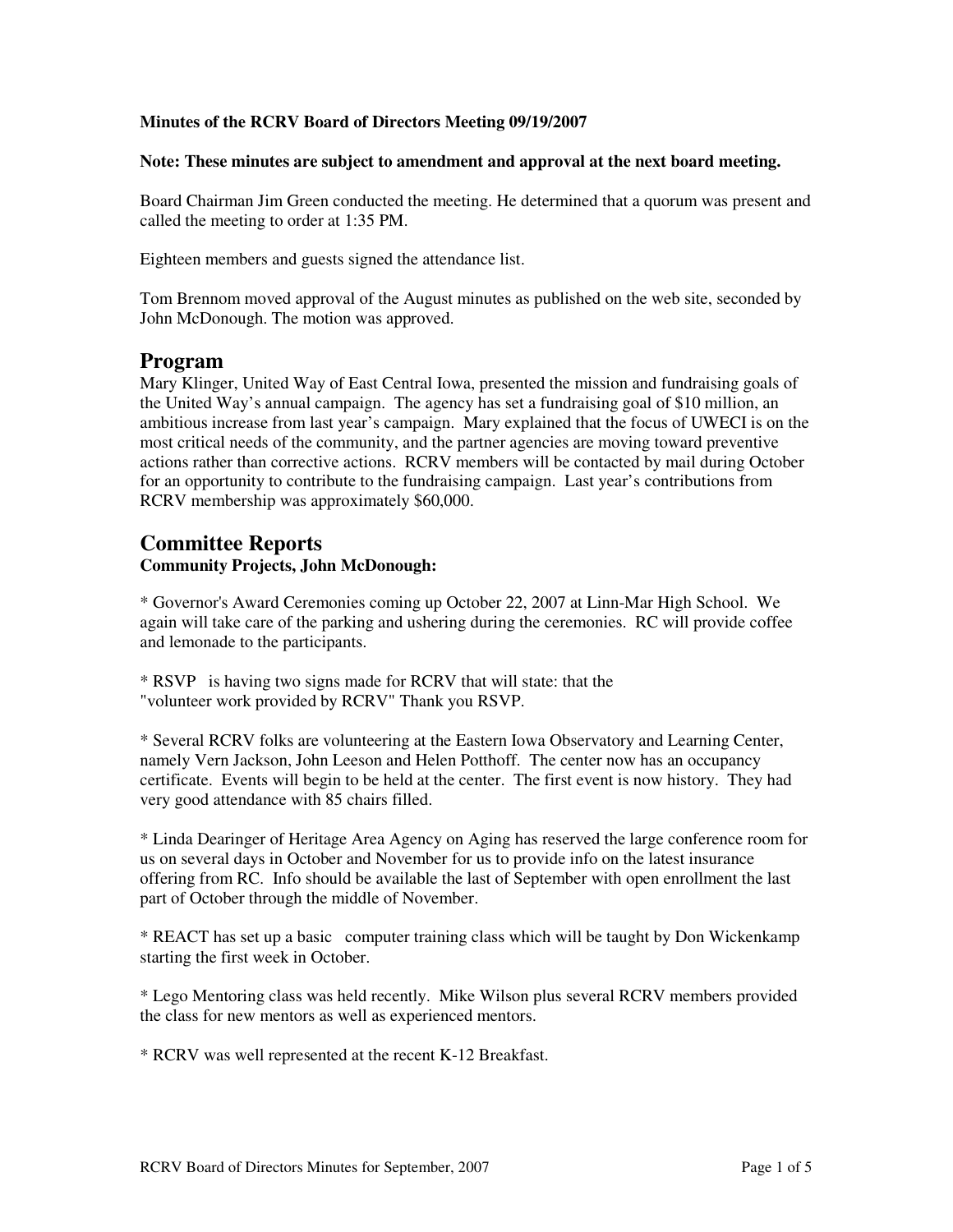**Minutes of the RCRV Board of Directors Meeting 09/19/2007**

**Note: These minutes are subject to amendment and approval at the next board meeting.**

Board Chairman Jim Green conducted the meeting. He determined that a quorum was present and called the meeting to order at 1:35 PM.

Eighteen members and guests signed the attendance list.

Tom Brennom moved approval of the August minutes as published on the web site, seconded by John McDonough. The motion was approved.

# Program

Mary Klinger, United Way of East Central Iowa, presented the mission and fundraising goals of the United Way's annual campaign. The agency has set a fundraising goal of $10 million, an ambitious increase from last year's campaign. Mary explained that the focus of UWECI is on the most critical needs of the community, and the partner agencies are moving toward preventive actions rather than corrective actions. RCRV members will be contacted by mail during October for an opportunity to contribute to the fundraising campaign. Last year's contributions from RCRV membership was approximately $60,000.

# Committee Reports

**Community Projects, John McDonough:**

* Governor's Award Ceremonies coming up October 22, 2007 at Linn-Mar High School. We again will take care of the parking and ushering during the ceremonies. RC will provide coffee and lemonade to the participants.

* RSVP is having two signs made for RCRV that will state: that the "volunteer work provided by RCRV" Thank you RSVP.

* Several RCRV folks are volunteering at the Eastern Iowa Observatory and Learning Center, namely Vern Jackson, John Leeson and Helen Potthoff. The center now has an occupancy certificate. Events will begin to be held at the center. The first event is now history. They had very good attendance with 85 chairs filled.

* Linda Dearinger of Heritage Area Agency on Aging has reserved the large conference room for us on several days in October and November for us to provide info on the latest insurance offering from RC. Info should be available the last of September with open enrollment the last part of October through the middle of November.

* REACT has set up a basic computer training class which will be taught by Don Wickenkamp starting the first week in October.

* Lego Mentoring class was held recently. Mike Wilson plus several RCRV members provided the class for new mentors as well as experienced mentors.

* RCRV was well represented at the recent K-12 Breakfast.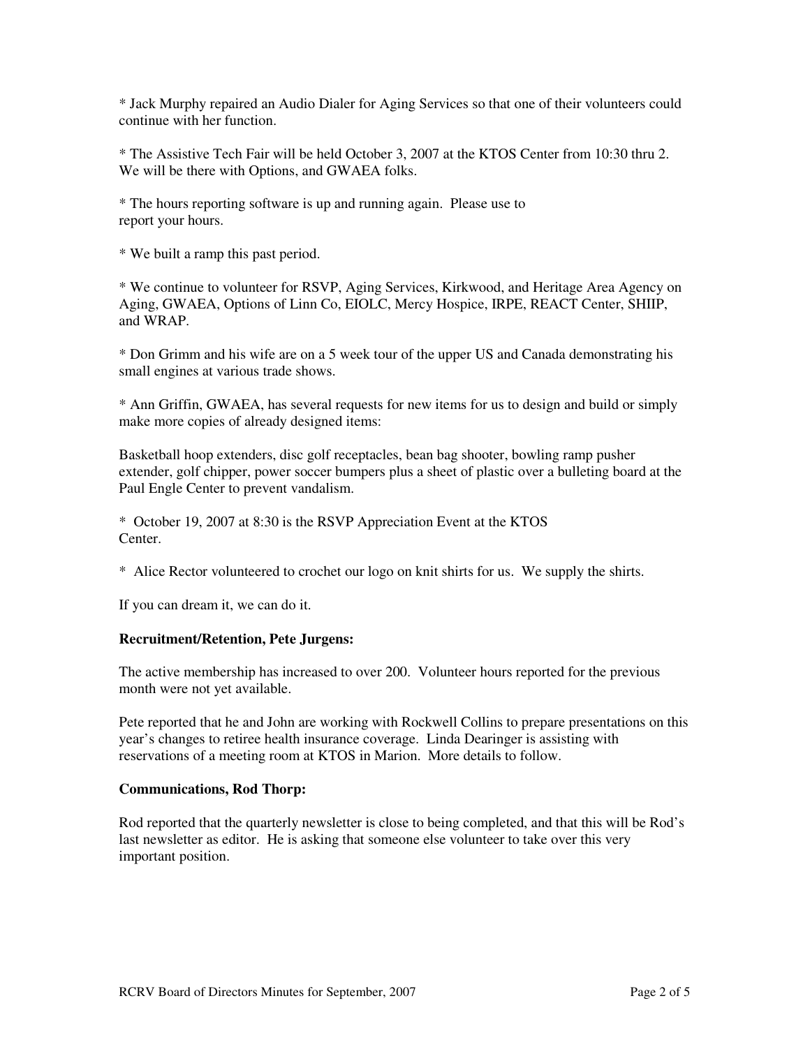* Jack Murphy repaired an Audio Dialer for Aging Services so that one of their volunteers could continue with her function.

* The Assistive Tech Fair will be held October 3, 2007 at the KTOS Center from 10:30 thru 2. We will be there with Options, and GWAEA folks.

* The hours reporting software is up and running again. Please use to report your hours.

* We built a ramp this past period.

* We continue to volunteer for RSVP, Aging Services, Kirkwood, and Heritage Area Agency on Aging, GWAEA, Options of Linn Co, EIOLC, Mercy Hospice, IRPE, REACT Center, SHIIP, and WRAP.

* Don Grimm and his wife are on a 5 week tour of the upper US and Canada demonstrating his small engines at various trade shows.

* Ann Griffin, GWAEA, has several requests for new items for us to design and build or simply make more copies of already designed items:

Basketball hoop extenders, disc golf receptacles, bean bag shooter, bowling ramp pusher extender, golf chipper, power soccer bumpers plus a sheet of plastic over a bulleting board at the Paul Engle Center to prevent vandalism.

* October 19, 2007 at 8:30 is the RSVP Appreciation Event at the KTOS Center.

* Alice Rector volunteered to crochet our logo on knit shirts for us. We supply the shirts.

If you can dream it, we can do it.

**Recruitment/Retention, Pete Jurgens:**

The active membership has increased to over 200. Volunteer hours reported for the previous month were not yet available.

Pete reported that he and John are working with Rockwell Collins to prepare presentations on this year's changes to retiree health insurance coverage. Linda Dearinger is assisting with reservations of a meeting room at KTOS in Marion. More details to follow.

**Communications, Rod Thorp:**

Rod reported that the quarterly newsletter is close to being completed, and that this will be Rod's last newsletter as editor. He is asking that someone else volunteer to take over this very important position.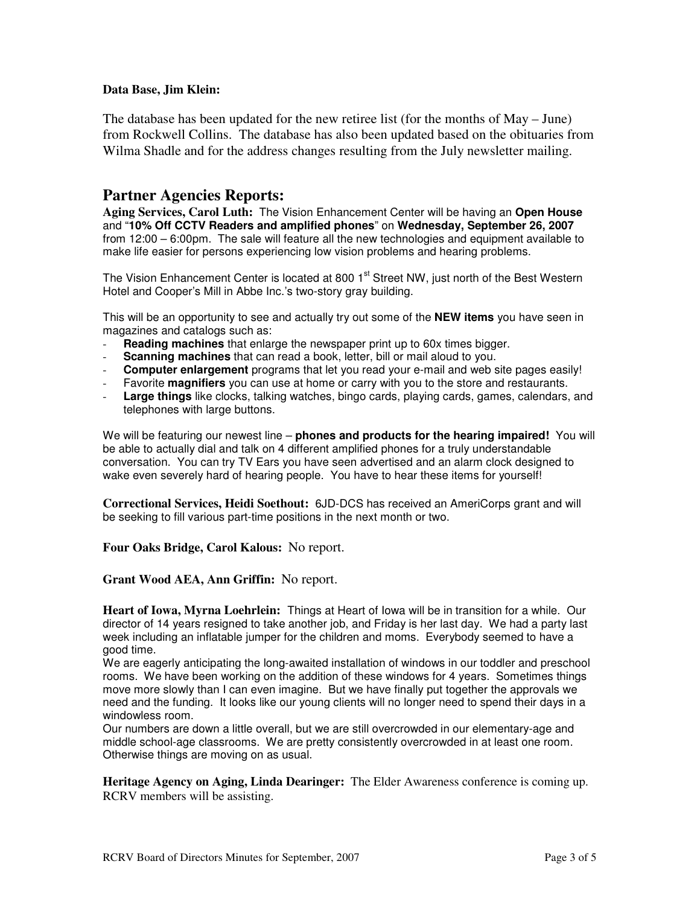**Data Base, Jim Klein:**

The database has been updated for the new retiree list (for the months of May – June) from Rockwell Collins. The database has also been updated based on the obituaries from Wilma Shadle and for the address changes resulting from the July newsletter mailing.

## Partner Agencies Reports:

**Aging Services, Carol Luth:** The Vision Enhancement Center will be having an **Open House** and "**10% Off CCTV Readers and amplified phones**" on **Wednesday, September 26, 2007** from 12:00 – 6:00pm. The sale will feature all the new technologies and equipment available to make life easier for persons experiencing low vision problems and hearing problems.

The Vision Enhancement Center is located at 800 1st Street NW, just north of the Best Western Hotel and Cooper's Mill in Abbe Inc.'s two-story gray building.

This will be an opportunity to see and actually try out some of the **NEW items** you have seen in magazines and catalogs such as:

- **Reading machines** that enlarge the newspaper print up to 60x times bigger.
- **Scanning machines** that can read a book, letter, bill or mail aloud to you.
- **Computer enlargement** programs that let you read your e-mail and web site pages easily!
- Favorite **magnifiers** you can use at home or carry with you to the store and restaurants.
- **Large things** like clocks, talking watches, bingo cards, playing cards, games, calendars, and telephones with large buttons.

We will be featuring our newest line – **phones and products for the hearing impaired!** You will be able to actually dial and talk on 4 different amplified phones for a truly understandable conversation. You can try TV Ears you have seen advertised and an alarm clock designed to wake even severely hard of hearing people. You have to hear these items for yourself!

**Correctional Services, Heidi Soethout:** 6JD-DCS has received an AmeriCorps grant and will be seeking to fill various part-time positions in the next month or two.

**Four Oaks Bridge, Carol Kalous:** No report.

**Grant Wood AEA, Ann Griffin:** No report.

**Heart of Iowa, Myrna Loehrlein:** Things at Heart of Iowa will be in transition for a while. Our director of 14 years resigned to take another job, and Friday is her last day. We had a party last week including an inflatable jumper for the children and moms. Everybody seemed to have a good time.

We are eagerly anticipating the long-awaited installation of windows in our toddler and preschool rooms. We have been working on the addition of these windows for 4 years. Sometimes things move more slowly than I can even imagine. But we have finally put together the approvals we need and the funding. It looks like our young clients will no longer need to spend their days in a windowless room.

Our numbers are down a little overall, but we are still overcrowded in our elementary-age and middle school-age classrooms. We are pretty consistently overcrowded in at least one room. Otherwise things are moving on as usual.

**Heritage Agency on Aging, Linda Dearinger:** The Elder Awareness conference is coming up. RCRV members will be assisting.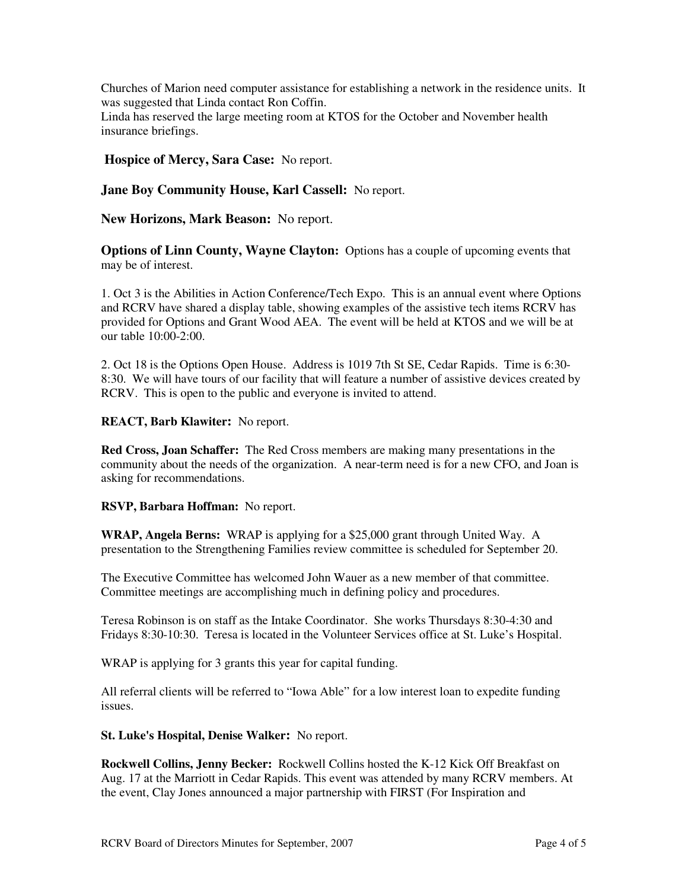Churches of Marion need computer assistance for establishing a network in the residence units. It was suggested that Linda contact Ron Coffin.
Linda has reserved the large meeting room at KTOS for the October and November health insurance briefings.

**Hospice of Mercy, Sara Case:** No report.

**Jane Boy Community House, Karl Cassell:** No report.

**New Horizons, Mark Beason:** No report.

**Options of Linn County, Wayne Clayton:** Options has a couple of upcoming events that may be of interest.

1. Oct 3 is the Abilities in Action Conference/Tech Expo. This is an annual event where Options and RCRV have shared a display table, showing examples of the assistive tech items RCRV has provided for Options and Grant Wood AEA. The event will be held at KTOS and we will be at our table 10:00-2:00.

2. Oct 18 is the Options Open House. Address is 1019 7th St SE, Cedar Rapids. Time is 6:30-8:30. We will have tours of our facility that will feature a number of assistive devices created by RCRV. This is open to the public and everyone is invited to attend.

**REACT, Barb Klawiter:** No report.

**Red Cross, Joan Schaffer:** The Red Cross members are making many presentations in the community about the needs of the organization. A near-term need is for a new CFO, and Joan is asking for recommendations.

**RSVP, Barbara Hoffman:** No report.

**WRAP, Angela Berns:** WRAP is applying for a $25,000 grant through United Way. A presentation to the Strengthening Families review committee is scheduled for September 20.

The Executive Committee has welcomed John Wauer as a new member of that committee. Committee meetings are accomplishing much in defining policy and procedures.

Teresa Robinson is on staff as the Intake Coordinator. She works Thursdays 8:30-4:30 and Fridays 8:30-10:30. Teresa is located in the Volunteer Services office at St. Luke's Hospital.

WRAP is applying for 3 grants this year for capital funding.

All referral clients will be referred to "Iowa Able" for a low interest loan to expedite funding issues.

**St. Luke's Hospital, Denise Walker:** No report.

**Rockwell Collins, Jenny Becker:** Rockwell Collins hosted the K-12 Kick Off Breakfast on Aug. 17 at the Marriott in Cedar Rapids. This event was attended by many RCRV members. At the event, Clay Jones announced a major partnership with FIRST (For Inspiration and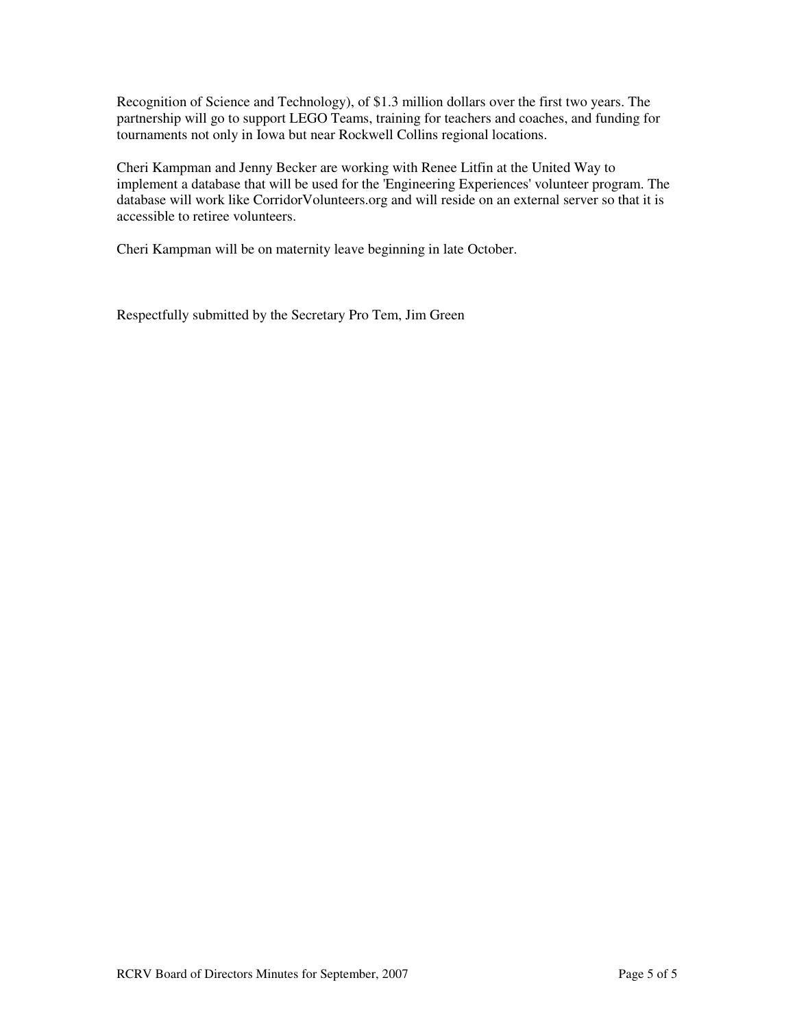Recognition of Science and Technology), of $1.3 million dollars over the first two years. The partnership will go to support LEGO Teams, training for teachers and coaches, and funding for tournaments not only in Iowa but near Rockwell Collins regional locations.

Cheri Kampman and Jenny Becker are working with Renee Litfin at the United Way to implement a database that will be used for the 'Engineering Experiences' volunteer program. The database will work like CorridorVolunteers.org and will reside on an external server so that it is accessible to retiree volunteers.

Cheri Kampman will be on maternity leave beginning in late October.

Respectfully submitted by the Secretary Pro Tem, Jim Green